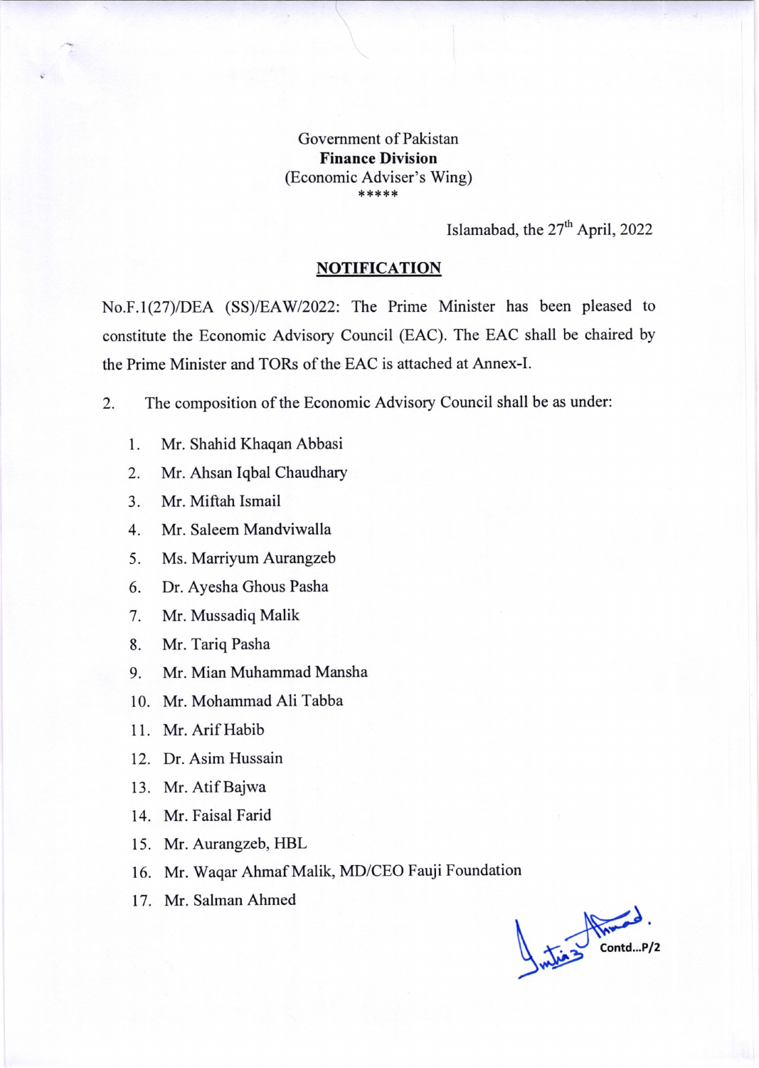Government of Pakistan

**Finance Division**

(Economic Adviser's Wing)

*****

Islamabad, the 27th April, 2022

## NOTIFICATION

No.F.1(27)/DEA (SS)/EAW/2022: The Prime Minister has been pleased to constitute the Economic Advisory Council (EAC). The EAC shall be chaired by the Prime Minister and TORs of the EAC is attached at Annex-I.

2. The composition of the Economic Advisory Council shall be as under:

1. Mr. Shahid Khaqan Abbasi
2. Mr. Ahsan Iqbal Chaudhary
3. Mr. Miftah Ismail
4. Mr. Saleem Mandviwalla
5. Ms. Marriyum Aurangzeb
6. Dr. Ayesha Ghous Pasha
7. Mr. Mussadiq Malik
8. Mr. Tariq Pasha
9. Mr. Mian Muhammad Mansha
10. Mr. Mohammad Ali Tabba
11. Mr. Arif Habib
12. Dr. Asim Hussain
13. Mr. Atif Bajwa
14. Mr. Faisal Farid
15. Mr. Aurangzeb, HBL
16. Mr. Waqar Ahmaf Malik, MD/CEO Fauji Foundation
17. Mr. Salman Ahmed

Contd...P/2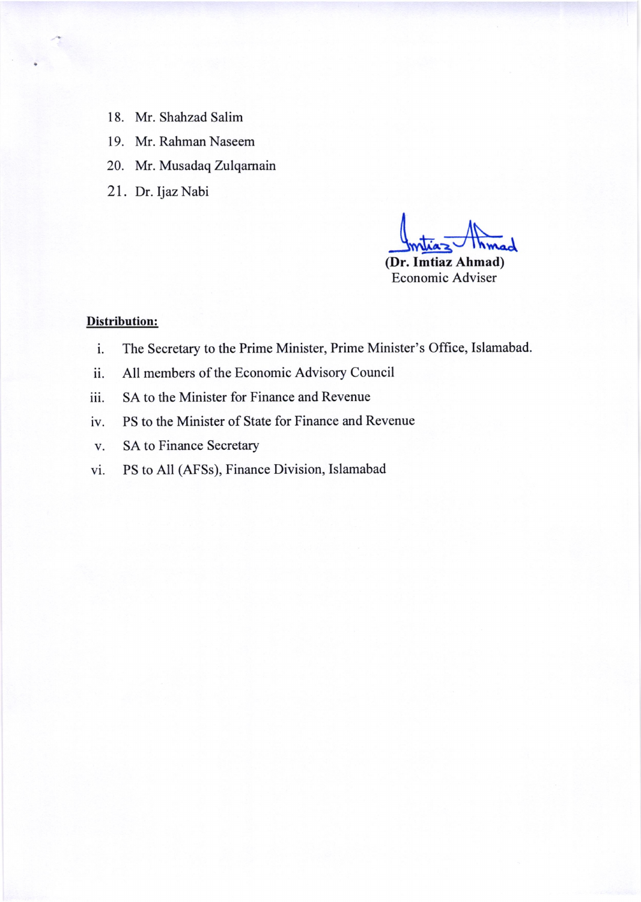18. Mr. Shahzad Salim
19. Mr. Rahman Naseem
20. Mr. Musadaq Zulqarnain
21. Dr. Ijaz Nabi

**(Dr. Imtiaz Ahmad)**
Economic Adviser

**Distribution:**

i. The Secretary to the Prime Minister, Prime Minister's Office, Islamabad.
ii. All members of the Economic Advisory Council
iii. SA to the Minister for Finance and Revenue
iv. PS to the Minister of State for Finance and Revenue
v. SA to Finance Secretary
vi. PS to All (AFSs), Finance Division, Islamabad